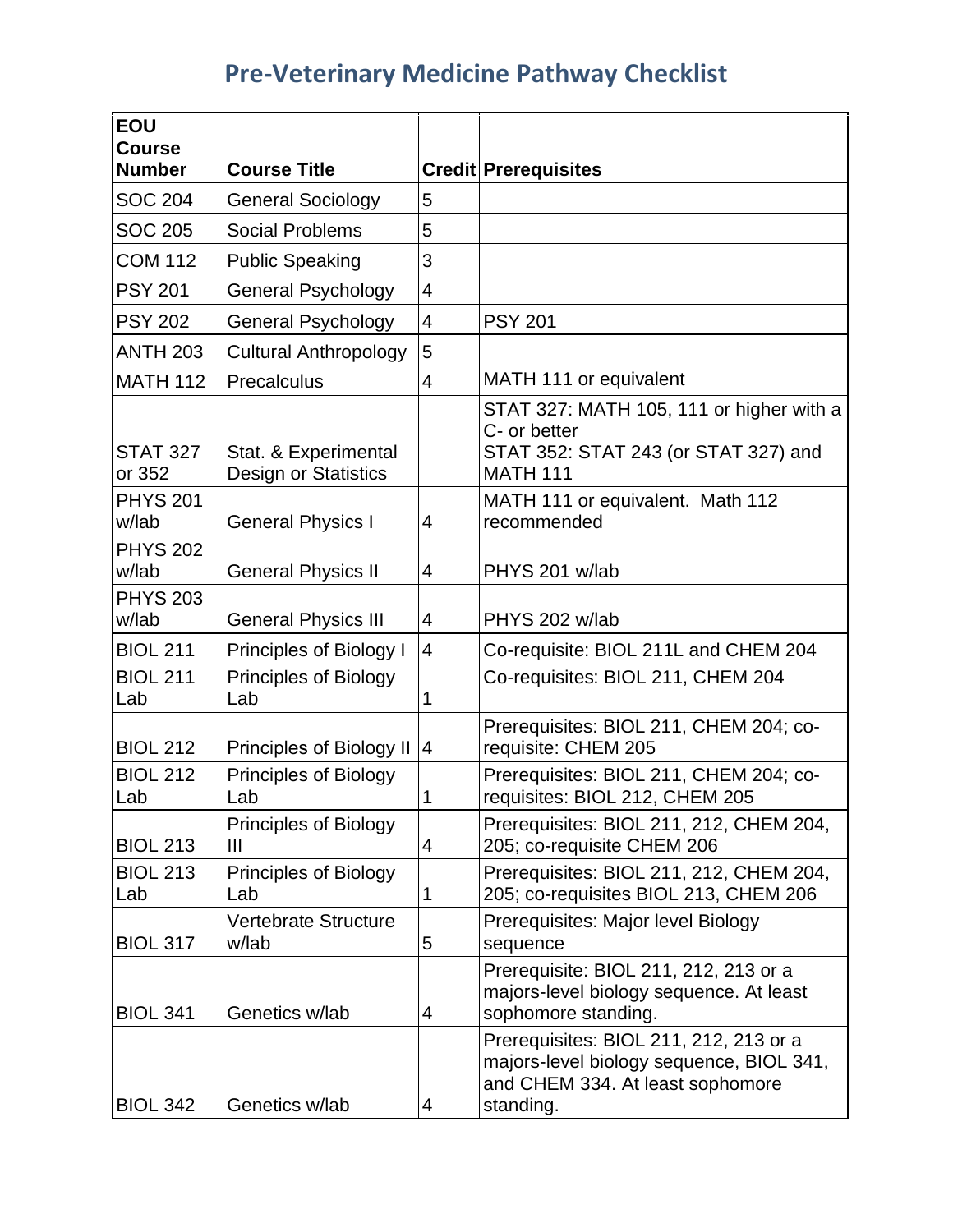# Pre-Veterinary Medicine Pathway Checklist

| EOU Course Number | Course Title | Credit | Prerequisites |
|---|---|---|---|
| SOC 204 | General Sociology | 5 | |
| SOC 205 | Social Problems | 5 | |
| COM 112 | Public Speaking | 3 | |
| PSY 201 | General Psychology | 4 | |
| PSY 202 | General Psychology | 4 | PSY 201 |
| ANTH 203 | Cultural Anthropology | 5 | |
| MATH 112 | Precalculus | 4 | MATH 111 or equivalent |
| STAT 327 or 352 | Stat. & Experimental Design or Statistics | | STAT 327: MATH 105, 111 or higher with a C- or better<br>STAT 352: STAT 243 (or STAT 327) and MATH 111 |
| PHYS 201 w/lab | General Physics I | 4 | MATH 111 or equivalent. Math 112 recommended |
| PHYS 202 w/lab | General Physics II | 4 | PHYS 201 w/lab |
| PHYS 203 w/lab | General Physics III | 4 | PHYS 202 w/lab |
| BIOL 211 | Principles of Biology I | 4 | Co-requisite: BIOL 211L and CHEM 204 |
| BIOL 211 Lab | Principles of Biology Lab | 1 | Co-requisites: BIOL 211, CHEM 204 |
| BIOL 212 | Principles of Biology II | 4 | Prerequisites: BIOL 211, CHEM 204; co-requisite: CHEM 205 |
| BIOL 212 Lab | Principles of Biology Lab | 1 | Prerequisites: BIOL 211, CHEM 204; co-requisites: BIOL 212, CHEM 205 |
| BIOL 213 | Principles of Biology III | 4 | Prerequisites: BIOL 211, 212, CHEM 204, 205; co-requisite CHEM 206 |
| BIOL 213 Lab | Principles of Biology Lab | 1 | Prerequisites: BIOL 211, 212, CHEM 204, 205; co-requisites BIOL 213, CHEM 206 |
| BIOL 317 | Vertebrate Structure w/lab | 5 | Prerequisites: Major level Biology sequence |
| BIOL 341 | Genetics w/lab | 4 | Prerequisite: BIOL 211, 212, 213 or a majors-level biology sequence. At least sophomore standing. |
| BIOL 342 | Genetics w/lab | 4 | Prerequisites: BIOL 211, 212, 213 or a majors-level biology sequence, BIOL 341, and CHEM 334. At least sophomore standing. |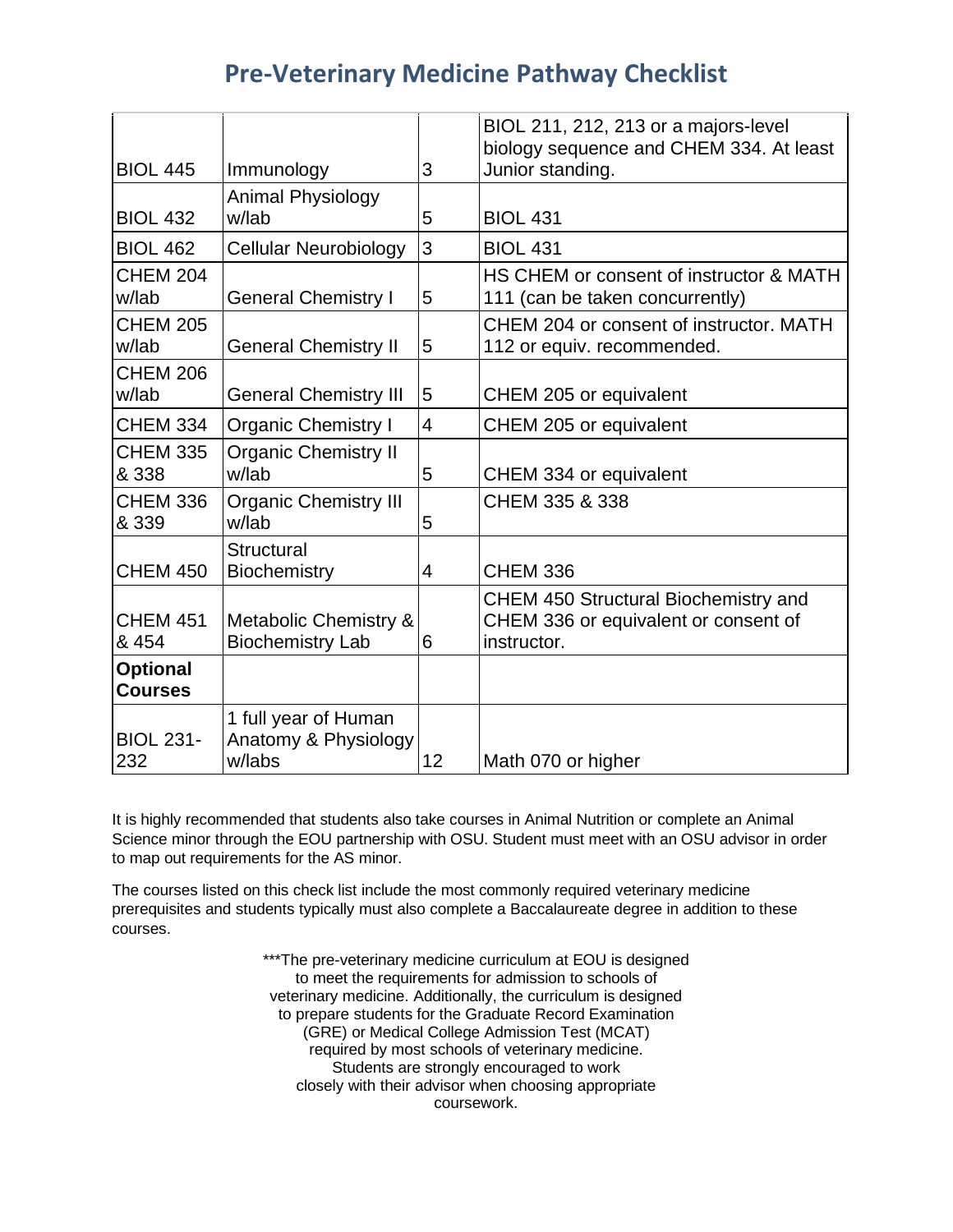# Pre-Veterinary Medicine Pathway Checklist

| | | | |
|---|---|---|---|
| BIOL 445 | Immunology | 3 | BIOL 211, 212, 213 or a majors-level biology sequence and CHEM 334. At least Junior standing. |
| BIOL 432 | Animal Physiology w/lab | 5 | BIOL 431 |
| BIOL 462 | Cellular Neurobiology | 3 | BIOL 431 |
| CHEM 204 w/lab | General Chemistry I | 5 | HS CHEM or consent of instructor & MATH 111 (can be taken concurrently) |
| CHEM 205 w/lab | General Chemistry II | 5 | CHEM 204 or consent of instructor. MATH 112 or equiv. recommended. |
| CHEM 206 w/lab | General Chemistry III | 5 | CHEM 205 or equivalent |
| CHEM 334 | Organic Chemistry I | 4 | CHEM 205 or equivalent |
| CHEM 335 & 338 | Organic Chemistry II w/lab | 5 | CHEM 334 or equivalent |
| CHEM 336 & 339 | Organic Chemistry III w/lab | 5 | CHEM 335 & 338 |
| CHEM 450 | Structural Biochemistry | 4 | CHEM 336 |
| CHEM 451 & 454 | Metabolic Chemistry & Biochemistry Lab | 6 | CHEM 450 Structural Biochemistry and CHEM 336 or equivalent or consent of instructor. |
| **Optional Courses** | | | |
| BIOL 231-232 | 1 full year of Human Anatomy & Physiology w/labs | 12 | Math 070 or higher |

It is highly recommended that students also take courses in Animal Nutrition or complete an Animal Science minor through the EOU partnership with OSU. Student must meet with an OSU advisor in order to map out requirements for the AS minor.

The courses listed on this check list include the most commonly required veterinary medicine prerequisites and students typically must also complete a Baccalaureate degree in addition to these courses.

***The pre-veterinary medicine curriculum at EOU is designed to meet the requirements for admission to schools of veterinary medicine. Additionally, the curriculum is designed to prepare students for the Graduate Record Examination (GRE) or Medical College Admission Test (MCAT) required by most schools of veterinary medicine. Students are strongly encouraged to work closely with their advisor when choosing appropriate coursework.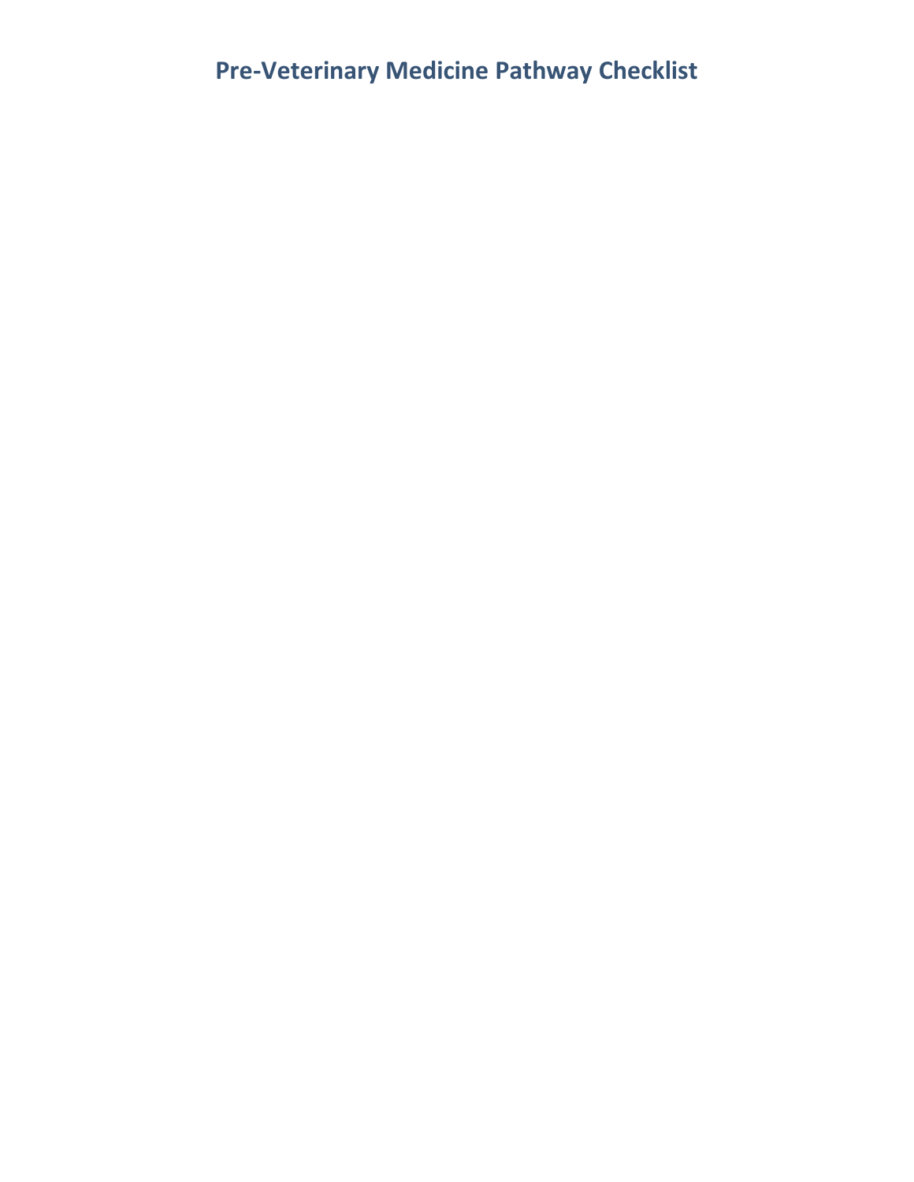# Pre-Veterinary Medicine Pathway Checklist